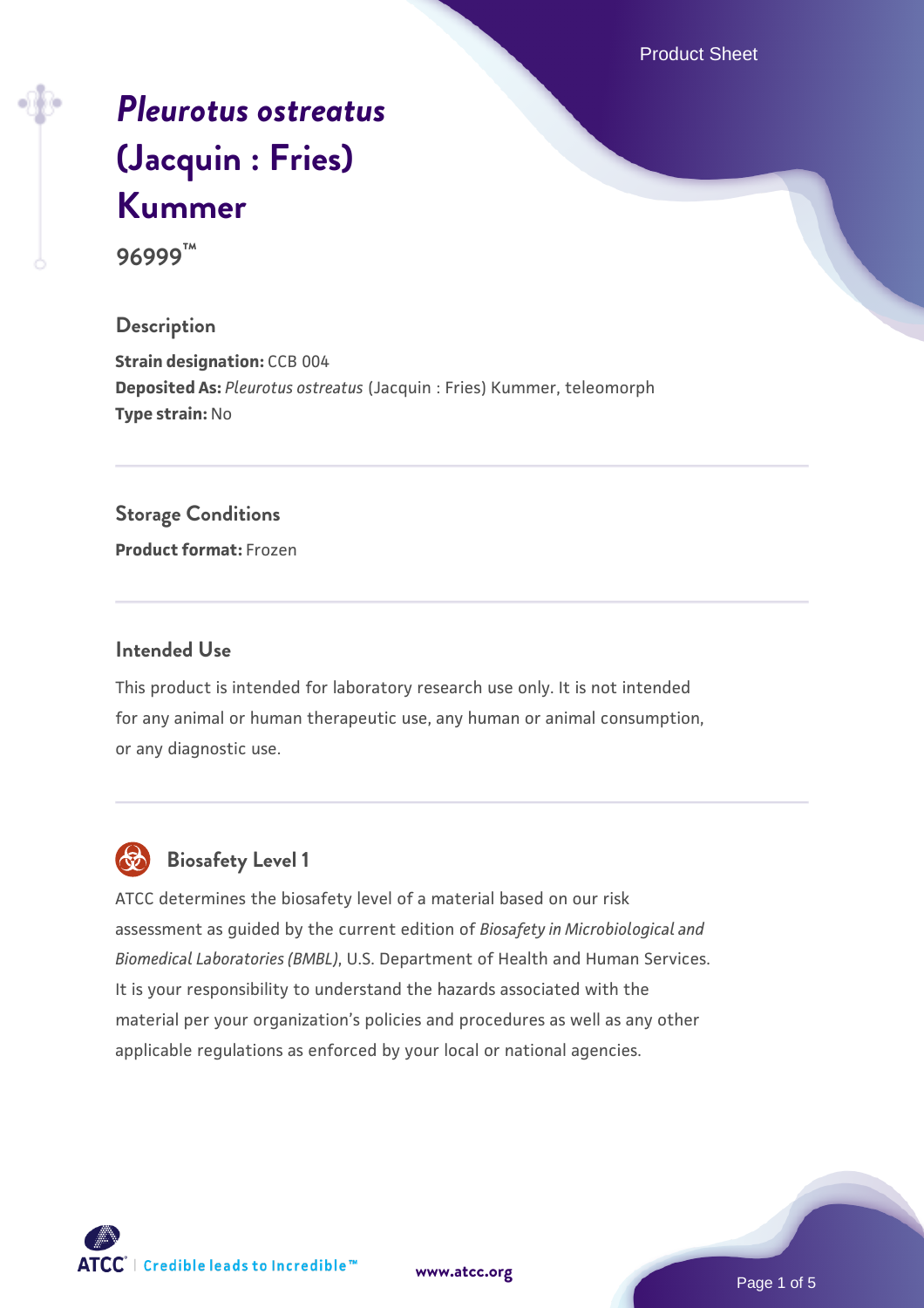# *Pleurotus ostreatus* (Jacquin : Fries) Kummer

**96999™**

## Description

**Strain designation:** CCB 004
**Deposited As:** *Pleurotus ostreatus* (Jacquin : Fries) Kummer, teleomorph
**Type strain:** No

## Storage Conditions

**Product format:** Frozen

## Intended Use

This product is intended for laboratory research use only. It is not intended for any animal or human therapeutic use, any human or animal consumption, or any diagnostic use.

## Biosafety Level 1

ATCC determines the biosafety level of a material based on our risk assessment as guided by the current edition of *Biosafety in Microbiological and Biomedical Laboratories (BMBL)*, U.S. Department of Health and Human Services. It is your responsibility to understand the hazards associated with the material per your organization's policies and procedures as well as any other applicable regulations as enforced by your local or national agencies.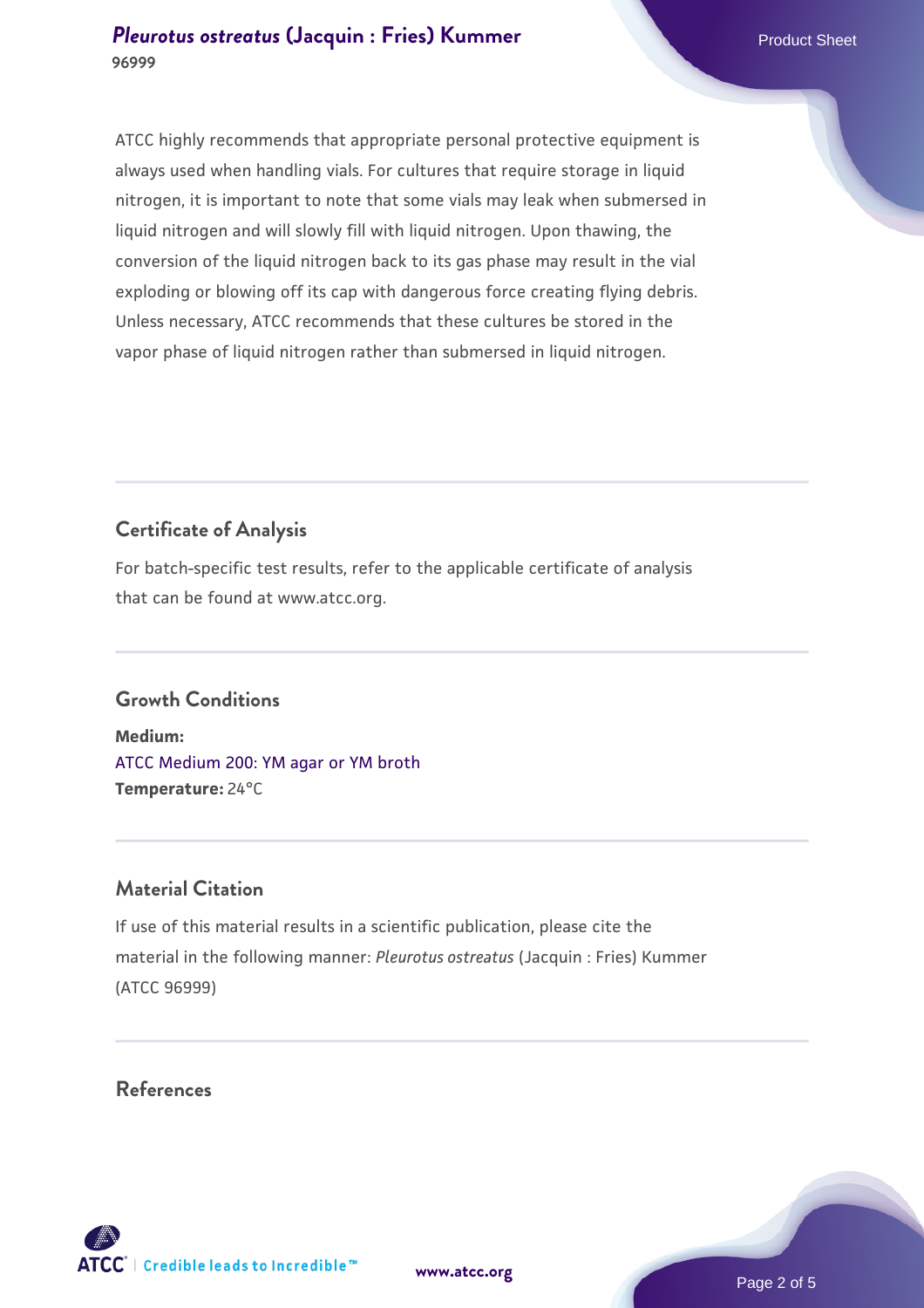ATCC highly recommends that appropriate personal protective equipment is always used when handling vials. For cultures that require storage in liquid nitrogen, it is important to note that some vials may leak when submersed in liquid nitrogen and will slowly fill with liquid nitrogen. Upon thawing, the conversion of the liquid nitrogen back to its gas phase may result in the vial exploding or blowing off its cap with dangerous force creating flying debris. Unless necessary, ATCC recommends that these cultures be stored in the vapor phase of liquid nitrogen rather than submersed in liquid nitrogen.

## Certificate of Analysis

For batch-specific test results, refer to the applicable certificate of analysis that can be found at www.atcc.org.

## Growth Conditions

**Medium:**
ATCC Medium 200: YM agar or YM broth
**Temperature:** 24°C

## Material Citation

If use of this material results in a scientific publication, please cite the material in the following manner: *Pleurotus ostreatus* (Jacquin : Fries) Kummer (ATCC 96999)

## References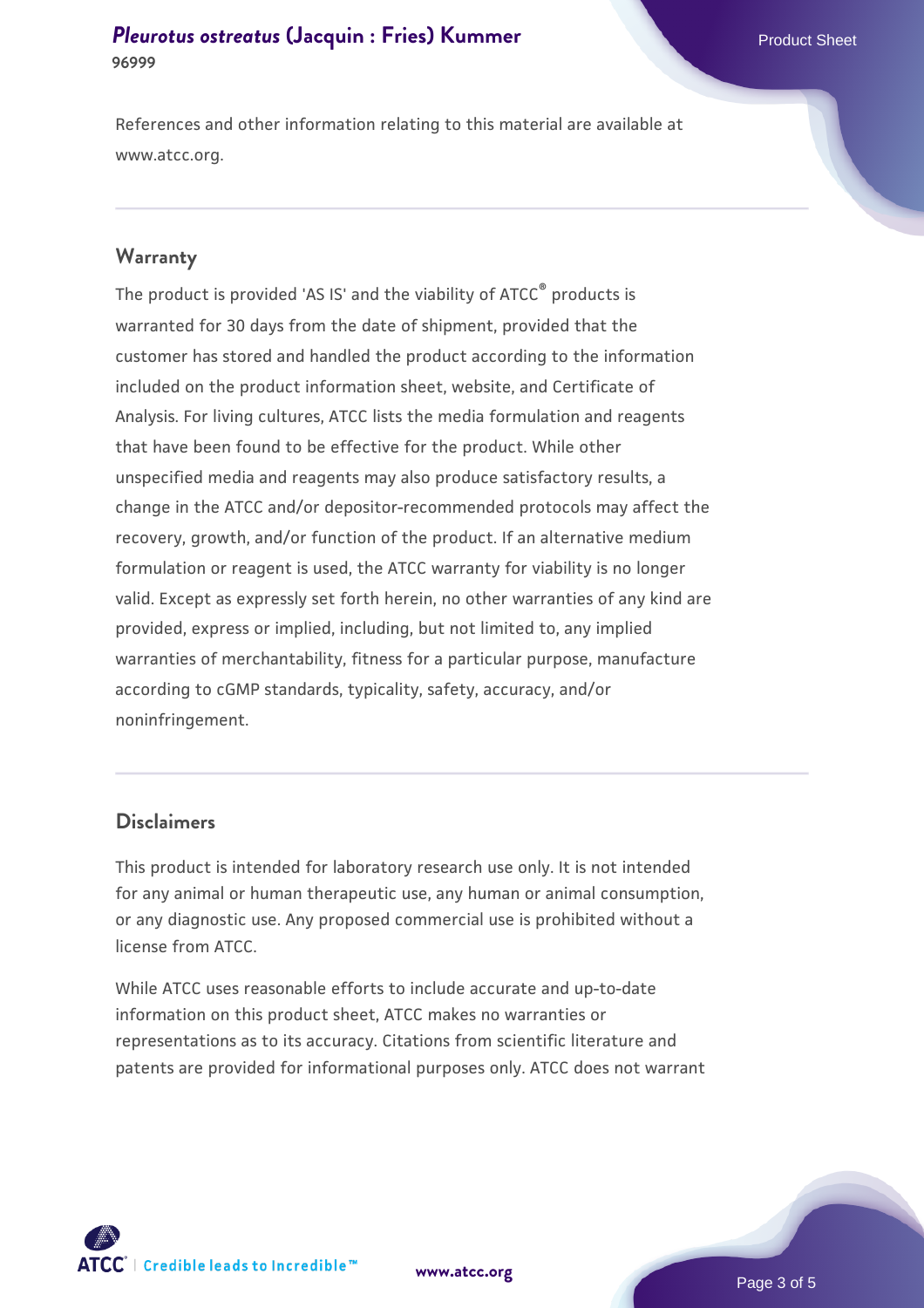References and other information relating to this material are available at www.atcc.org.

## Warranty

The product is provided 'AS IS' and the viability of ATCC® products is warranted for 30 days from the date of shipment, provided that the customer has stored and handled the product according to the information included on the product information sheet, website, and Certificate of Analysis. For living cultures, ATCC lists the media formulation and reagents that have been found to be effective for the product. While other unspecified media and reagents may also produce satisfactory results, a change in the ATCC and/or depositor-recommended protocols may affect the recovery, growth, and/or function of the product. If an alternative medium formulation or reagent is used, the ATCC warranty for viability is no longer valid. Except as expressly set forth herein, no other warranties of any kind are provided, express or implied, including, but not limited to, any implied warranties of merchantability, fitness for a particular purpose, manufacture according to cGMP standards, typicality, safety, accuracy, and/or noninfringement.

## Disclaimers

This product is intended for laboratory research use only. It is not intended for any animal or human therapeutic use, any human or animal consumption, or any diagnostic use. Any proposed commercial use is prohibited without a license from ATCC.

While ATCC uses reasonable efforts to include accurate and up-to-date information on this product sheet, ATCC makes no warranties or representations as to its accuracy. Citations from scientific literature and patents are provided for informational purposes only. ATCC does not warrant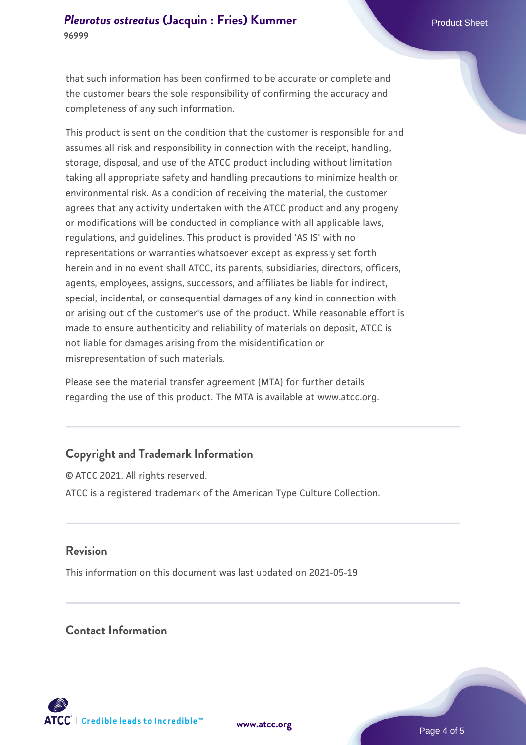that such information has been confirmed to be accurate or complete and the customer bears the sole responsibility of confirming the accuracy and completeness of any such information.

This product is sent on the condition that the customer is responsible for and assumes all risk and responsibility in connection with the receipt, handling, storage, disposal, and use of the ATCC product including without limitation taking all appropriate safety and handling precautions to minimize health or environmental risk. As a condition of receiving the material, the customer agrees that any activity undertaken with the ATCC product and any progeny or modifications will be conducted in compliance with all applicable laws, regulations, and guidelines. This product is provided 'AS IS' with no representations or warranties whatsoever except as expressly set forth herein and in no event shall ATCC, its parents, subsidiaries, directors, officers, agents, employees, assigns, successors, and affiliates be liable for indirect, special, incidental, or consequential damages of any kind in connection with or arising out of the customer's use of the product. While reasonable effort is made to ensure authenticity and reliability of materials on deposit, ATCC is not liable for damages arising from the misidentification or misrepresentation of such materials.

Please see the material transfer agreement (MTA) for further details regarding the use of this product. The MTA is available at www.atcc.org.

## Copyright and Trademark Information

© ATCC 2021. All rights reserved.

ATCC is a registered trademark of the American Type Culture Collection.

## Revision

This information on this document was last updated on 2021-05-19

## Contact Information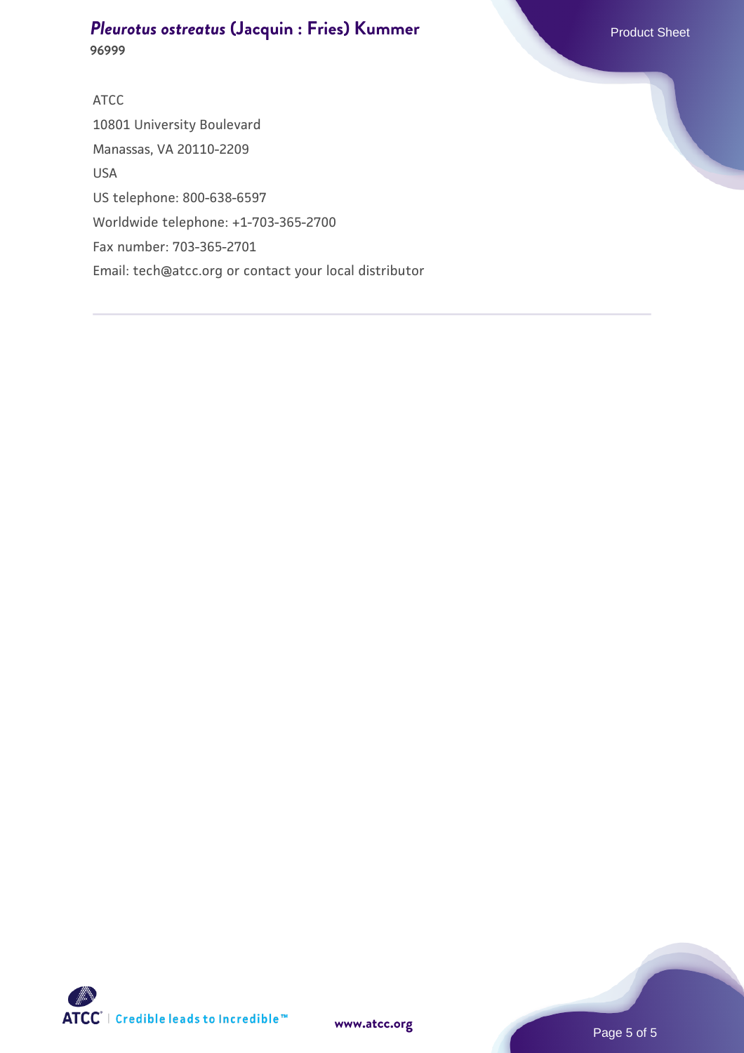ATCC

10801 University Boulevard

Manassas, VA 20110-2209

USA

US telephone: 800-638-6597

Worldwide telephone: +1-703-365-2700

Fax number: 703-365-2701

Email: tech@atcc.org or contact your local distributor